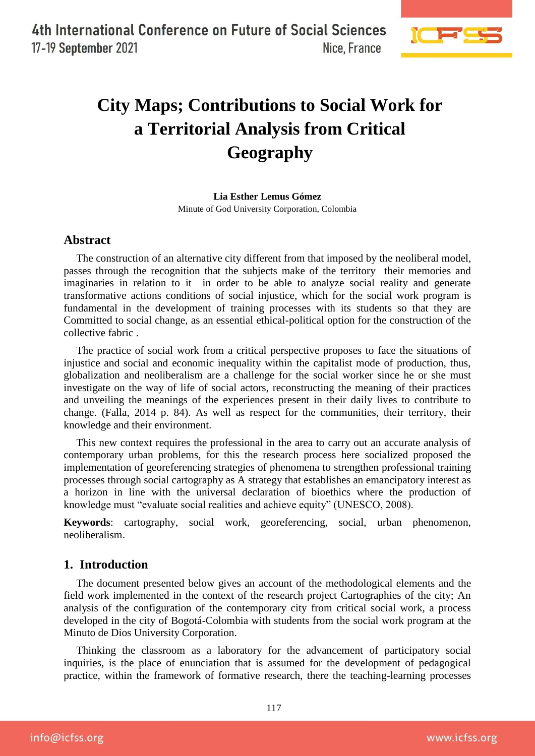# City Maps; Contributions to Social Work for a Territorial Analysis from Critical Geography

**Lia Esther Lemus Gómez**

Minute of God University Corporation, Colombia

## Abstract

The construction of an alternative city different from that imposed by the neoliberal model, passes through the recognition that the subjects make of the territory their memories and imaginaries in relation to it in order to be able to analyze social reality and generate transformative actions conditions of social injustice, which for the social work program is fundamental in the development of training processes with its students so that they are Committed to social change, as an essential ethical-political option for the construction of the collective fabric .

The practice of social work from a critical perspective proposes to face the situations of injustice and social and economic inequality within the capitalist mode of production, thus, globalization and neoliberalism are a challenge for the social worker since he or she must investigate on the way of life of social actors, reconstructing the meaning of their practices and unveiling the meanings of the experiences present in their daily lives to contribute to change. (Falla, 2014 p. 84). As well as respect for the communities, their territory, their knowledge and their environment.

This new context requires the professional in the area to carry out an accurate analysis of contemporary urban problems, for this the research process here socialized proposed the implementation of georeferencing strategies of phenomena to strengthen professional training processes through social cartography as A strategy that establishes an emancipatory interest as a horizon in line with the universal declaration of bioethics where the production of knowledge must "evaluate social realities and achieve equity" (UNESCO, 2008).

**Keywords**: cartography, social work, georeferencing, social, urban phenomenon, neoliberalism.

## 1. Introduction

The document presented below gives an account of the methodological elements and the field work implemented in the context of the research project Cartographies of the city; An analysis of the configuration of the contemporary city from critical social work, a process developed in the city of Bogotá-Colombia with students from the social work program at the Minuto de Dios University Corporation.

Thinking the classroom as a laboratory for the advancement of participatory social inquiries, is the place of enunciation that is assumed for the development of pedagogical practice, within the framework of formative research, there the teaching-learning processes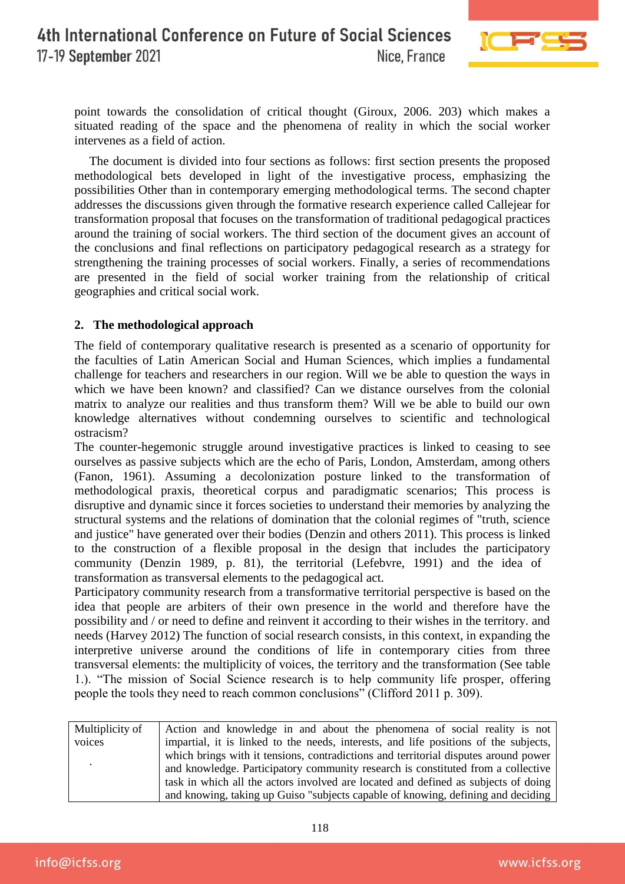point towards the consolidation of critical thought (Giroux, 2006. 203) which makes a situated reading of the space and the phenomena of reality in which the social worker intervenes as a field of action.

The document is divided into four sections as follows: first section presents the proposed methodological bets developed in light of the investigative process, emphasizing the possibilities Other than in contemporary emerging methodological terms. The second chapter addresses the discussions given through the formative research experience called Callejear for transformation proposal that focuses on the transformation of traditional pedagogical practices around the training of social workers. The third section of the document gives an account of the conclusions and final reflections on participatory pedagogical research as a strategy for strengthening the training processes of social workers. Finally, a series of recommendations are presented in the field of social worker training from the relationship of critical geographies and critical social work.

## 2. The methodological approach

The field of contemporary qualitative research is presented as a scenario of opportunity for the faculties of Latin American Social and Human Sciences, which implies a fundamental challenge for teachers and researchers in our region. Will we be able to question the ways in which we have been known? and classified? Can we distance ourselves from the colonial matrix to analyze our realities and thus transform them? Will we be able to build our own knowledge alternatives without condemning ourselves to scientific and technological ostracism?

The counter-hegemonic struggle around investigative practices is linked to ceasing to see ourselves as passive subjects which are the echo of Paris, London, Amsterdam, among others (Fanon, 1961). Assuming a decolonization posture linked to the transformation of methodological praxis, theoretical corpus and paradigmatic scenarios; This process is disruptive and dynamic since it forces societies to understand their memories by analyzing the structural systems and the relations of domination that the colonial regimes of "truth, science and justice" have generated over their bodies (Denzin and others 2011). This process is linked to the construction of a flexible proposal in the design that includes the participatory community (Denzin 1989, p. 81), the territorial (Lefebvre, 1991) and the idea of transformation as transversal elements to the pedagogical act.

Participatory community research from a transformative territorial perspective is based on the idea that people are arbiters of their own presence in the world and therefore have the possibility and / or need to define and reinvent it according to their wishes in the territory. and needs (Harvey 2012) The function of social research consists, in this context, in expanding the interpretive universe around the conditions of life in contemporary cities from three transversal elements: the multiplicity of voices, the territory and the transformation (See table 1.). "The mission of Social Science research is to help community life prosper, offering people the tools they need to reach common conclusions" (Clifford 2011 p. 309).

| | |
|---|---|
| Multiplicity of voices<br>. | Action and knowledge in and about the phenomena of social reality is not impartial, it is linked to the needs, interests, and life positions of the subjects, which brings with it tensions, contradictions and territorial disputes around power and knowledge. Participatory community research is constituted from a collective task in which all the actors involved are located and defined as subjects of doing and knowing, taking up Guiso "subjects capable of knowing, defining and deciding |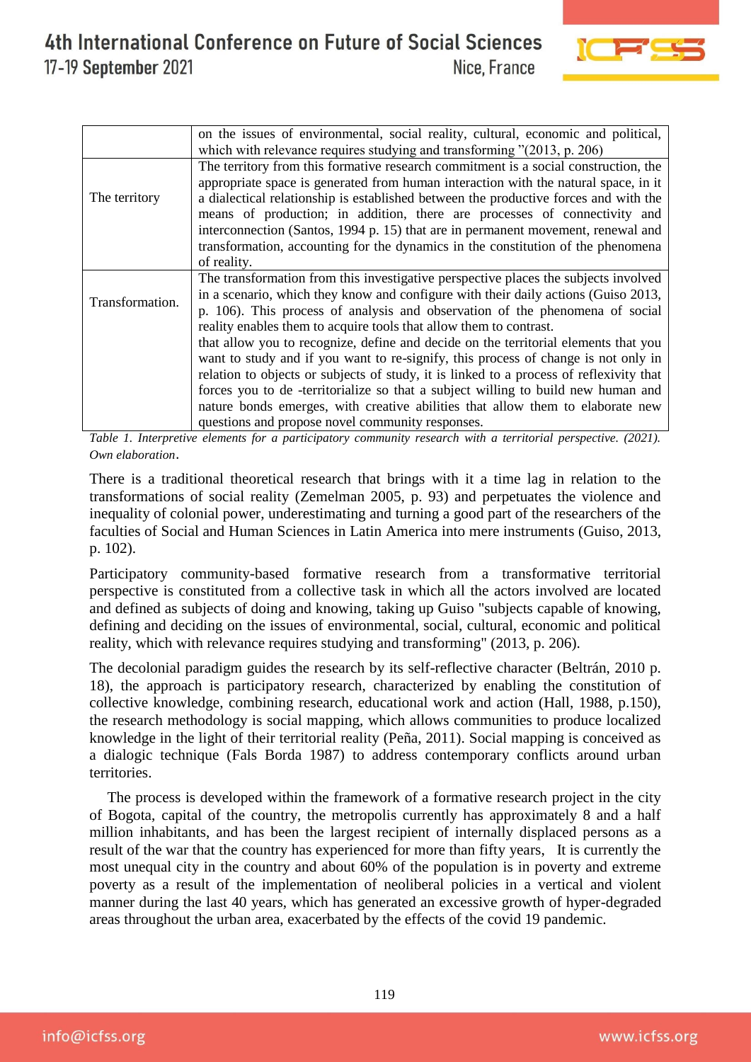| | |
|---|---|
| | on the issues of environmental, social reality, cultural, economic and political, which with relevance requires studying and transforming "(2013, p. 206) |
| The territory | The territory from this formative research commitment is a social construction, the appropriate space is generated from human interaction with the natural space, in it a dialectical relationship is established between the productive forces and with the means of production; in addition, there are processes of connectivity and interconnection (Santos, 1994 p. 15) that are in permanent movement, renewal and transformation, accounting for the dynamics in the constitution of the phenomena of reality. |
| Transformation. | The transformation from this investigative perspective places the subjects involved in a scenario, which they know and configure with their daily actions (Guiso 2013, p. 106). This process of analysis and observation of the phenomena of social reality enables them to acquire tools that allow them to contrast. that allow you to recognize, define and decide on the territorial elements that you want to study and if you want to re-signify, this process of change is not only in relation to objects or subjects of study, it is linked to a process of reflexivity that forces you to de -territorialize so that a subject willing to build new human and nature bonds emerges, with creative abilities that allow them to elaborate new questions and propose novel community responses. |

*Table 1. Interpretive elements for a participatory community research with a territorial perspective. (2021). Own elaboration*.

There is a traditional theoretical research that brings with it a time lag in relation to the transformations of social reality (Zemelman 2005, p. 93) and perpetuates the violence and inequality of colonial power, underestimating and turning a good part of the researchers of the faculties of Social and Human Sciences in Latin America into mere instruments (Guiso, 2013, p. 102).

Participatory community-based formative research from a transformative territorial perspective is constituted from a collective task in which all the actors involved are located and defined as subjects of doing and knowing, taking up Guiso "subjects capable of knowing, defining and deciding on the issues of environmental, social, cultural, economic and political reality, which with relevance requires studying and transforming" (2013, p. 206).

The decolonial paradigm guides the research by its self-reflective character (Beltrán, 2010 p. 18), the approach is participatory research, characterized by enabling the constitution of collective knowledge, combining research, educational work and action (Hall, 1988, p.150), the research methodology is social mapping, which allows communities to produce localized knowledge in the light of their territorial reality (Peña, 2011). Social mapping is conceived as a dialogic technique (Fals Borda 1987) to address contemporary conflicts around urban territories.

The process is developed within the framework of a formative research project in the city of Bogota, capital of the country, the metropolis currently has approximately 8 and a half million inhabitants, and has been the largest recipient of internally displaced persons as a result of the war that the country has experienced for more than fifty years, It is currently the most unequal city in the country and about 60% of the population is in poverty and extreme poverty as a result of the implementation of neoliberal policies in a vertical and violent manner during the last 40 years, which has generated an excessive growth of hyper-degraded areas throughout the urban area, exacerbated by the effects of the covid 19 pandemic.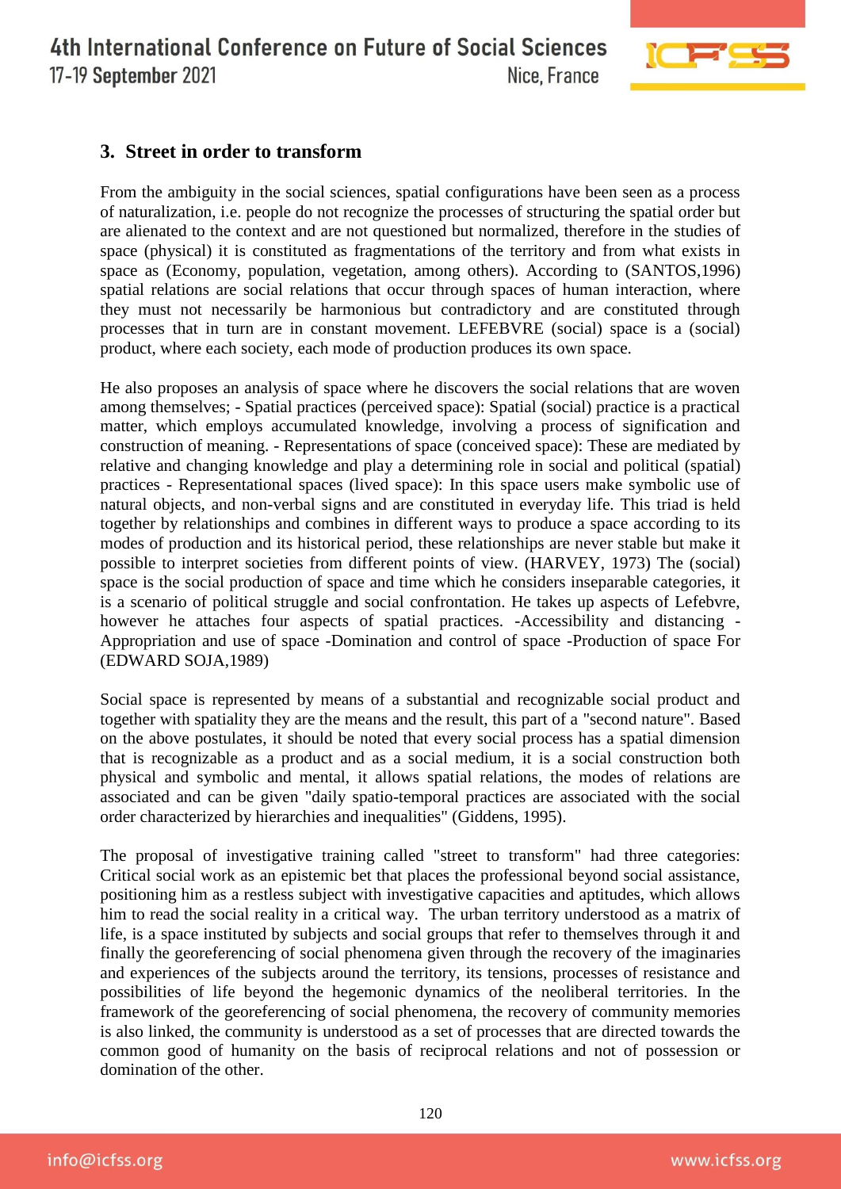## 3. Street in order to transform

From the ambiguity in the social sciences, spatial configurations have been seen as a process of naturalization, i.e. people do not recognize the processes of structuring the spatial order but are alienated to the context and are not questioned but normalized, therefore in the studies of space (physical) it is constituted as fragmentations of the territory and from what exists in space as (Economy, population, vegetation, among others). According to (SANTOS,1996) spatial relations are social relations that occur through spaces of human interaction, where they must not necessarily be harmonious but contradictory and are constituted through processes that in turn are in constant movement. LEFEBVRE (social) space is a (social) product, where each society, each mode of production produces its own space.

He also proposes an analysis of space where he discovers the social relations that are woven among themselves; - Spatial practices (perceived space): Spatial (social) practice is a practical matter, which employs accumulated knowledge, involving a process of signification and construction of meaning. - Representations of space (conceived space): These are mediated by relative and changing knowledge and play a determining role in social and political (spatial) practices - Representational spaces (lived space): In this space users make symbolic use of natural objects, and non-verbal signs and are constituted in everyday life. This triad is held together by relationships and combines in different ways to produce a space according to its modes of production and its historical period, these relationships are never stable but make it possible to interpret societies from different points of view. (HARVEY, 1973) The (social) space is the social production of space and time which he considers inseparable categories, it is a scenario of political struggle and social confrontation. He takes up aspects of Lefebvre, however he attaches four aspects of spatial practices. -Accessibility and distancing - Appropriation and use of space -Domination and control of space -Production of space For (EDWARD SOJA,1989)

Social space is represented by means of a substantial and recognizable social product and together with spatiality they are the means and the result, this part of a "second nature". Based on the above postulates, it should be noted that every social process has a spatial dimension that is recognizable as a product and as a social medium, it is a social construction both physical and symbolic and mental, it allows spatial relations, the modes of relations are associated and can be given "daily spatio-temporal practices are associated with the social order characterized by hierarchies and inequalities" (Giddens, 1995).

The proposal of investigative training called "street to transform" had three categories: Critical social work as an epistemic bet that places the professional beyond social assistance, positioning him as a restless subject with investigative capacities and aptitudes, which allows him to read the social reality in a critical way. The urban territory understood as a matrix of life, is a space instituted by subjects and social groups that refer to themselves through it and finally the georeferencing of social phenomena given through the recovery of the imaginaries and experiences of the subjects around the territory, its tensions, processes of resistance and possibilities of life beyond the hegemonic dynamics of the neoliberal territories. In the framework of the georeferencing of social phenomena, the recovery of community memories is also linked, the community is understood as a set of processes that are directed towards the common good of humanity on the basis of reciprocal relations and not of possession or domination of the other.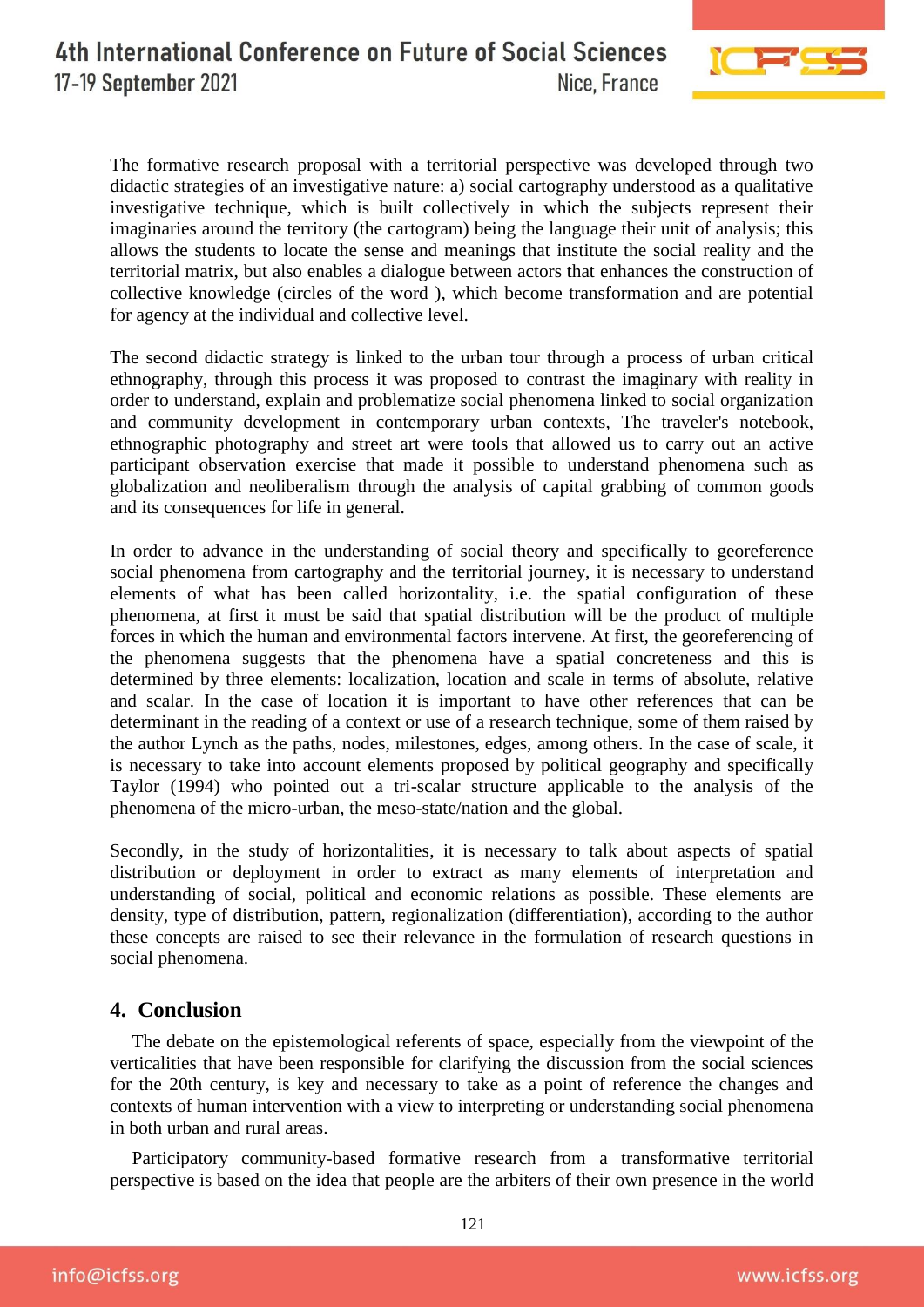The formative research proposal with a territorial perspective was developed through two didactic strategies of an investigative nature: a) social cartography understood as a qualitative investigative technique, which is built collectively in which the subjects represent their imaginaries around the territory (the cartogram) being the language their unit of analysis; this allows the students to locate the sense and meanings that institute the social reality and the territorial matrix, but also enables a dialogue between actors that enhances the construction of collective knowledge (circles of the word ), which become transformation and are potential for agency at the individual and collective level.

The second didactic strategy is linked to the urban tour through a process of urban critical ethnography, through this process it was proposed to contrast the imaginary with reality in order to understand, explain and problematize social phenomena linked to social organization and community development in contemporary urban contexts, The traveler's notebook, ethnographic photography and street art were tools that allowed us to carry out an active participant observation exercise that made it possible to understand phenomena such as globalization and neoliberalism through the analysis of capital grabbing of common goods and its consequences for life in general.

In order to advance in the understanding of social theory and specifically to georeference social phenomena from cartography and the territorial journey, it is necessary to understand elements of what has been called horizontality, i.e. the spatial configuration of these phenomena, at first it must be said that spatial distribution will be the product of multiple forces in which the human and environmental factors intervene. At first, the georeferencing of the phenomena suggests that the phenomena have a spatial concreteness and this is determined by three elements: localization, location and scale in terms of absolute, relative and scalar. In the case of location it is important to have other references that can be determinant in the reading of a context or use of a research technique, some of them raised by the author Lynch as the paths, nodes, milestones, edges, among others. In the case of scale, it is necessary to take into account elements proposed by political geography and specifically Taylor (1994) who pointed out a tri-scalar structure applicable to the analysis of the phenomena of the micro-urban, the meso-state/nation and the global.

Secondly, in the study of horizontalities, it is necessary to talk about aspects of spatial distribution or deployment in order to extract as many elements of interpretation and understanding of social, political and economic relations as possible. These elements are density, type of distribution, pattern, regionalization (differentiation), according to the author these concepts are raised to see their relevance in the formulation of research questions in social phenomena.

## 4. Conclusion

The debate on the epistemological referents of space, especially from the viewpoint of the verticalities that have been responsible for clarifying the discussion from the social sciences for the 20th century, is key and necessary to take as a point of reference the changes and contexts of human intervention with a view to interpreting or understanding social phenomena in both urban and rural areas.

Participatory community-based formative research from a transformative territorial perspective is based on the idea that people are the arbiters of their own presence in the world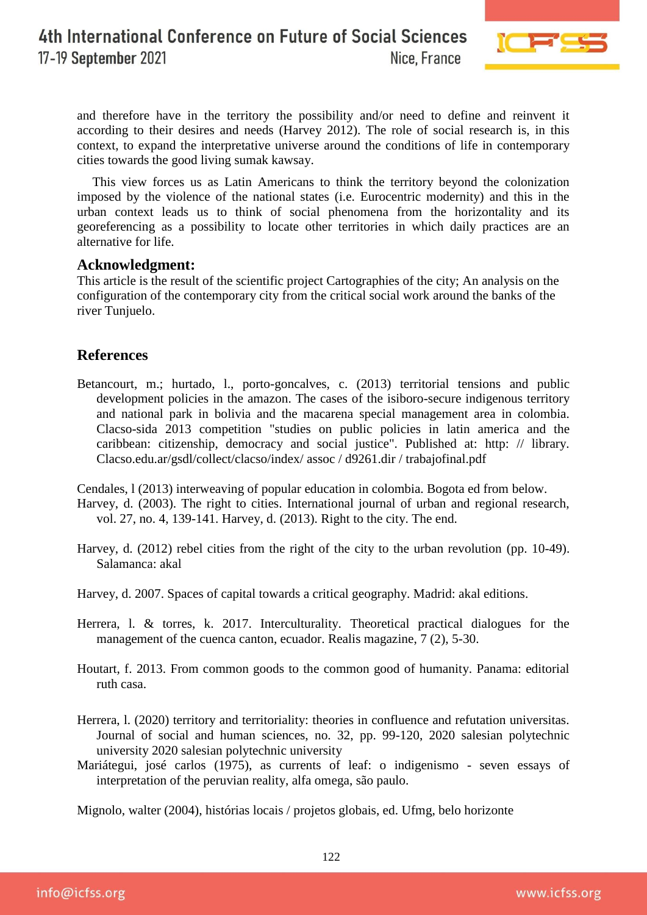and therefore have in the territory the possibility and/or need to define and reinvent it according to their desires and needs (Harvey 2012). The role of social research is, in this context, to expand the interpretative universe around the conditions of life in contemporary cities towards the good living sumak kawsay.

This view forces us as Latin Americans to think the territory beyond the colonization imposed by the violence of the national states (i.e. Eurocentric modernity) and this in the urban context leads us to think of social phenomena from the horizontality and its georeferencing as a possibility to locate other territories in which daily practices are an alternative for life.

## Acknowledgment:

This article is the result of the scientific project Cartographies of the city; An analysis on the configuration of the contemporary city from the critical social work around the banks of the river Tunjuelo.

## References

Betancourt, m.; hurtado, l., porto-goncalves, c. (2013) territorial tensions and public development policies in the amazon. The cases of the isiboro-secure indigenous territory and national park in bolivia and the macarena special management area in colombia. Clacso-sida 2013 competition "studies on public policies in latin america and the caribbean: citizenship, democracy and social justice". Published at: http: // library. Clacso.edu.ar/gsdl/collect/clacso/index/ assoc / d9261.dir / trabajofinal.pdf

Cendales, l (2013) interweaving of popular education in colombia. Bogota ed from below.

Harvey, d. (2003). The right to cities. International journal of urban and regional research, vol. 27, no. 4, 139-141. Harvey, d. (2013). Right to the city. The end.

Harvey, d. (2012) rebel cities from the right of the city to the urban revolution (pp. 10-49). Salamanca: akal

Harvey, d. 2007. Spaces of capital towards a critical geography. Madrid: akal editions.

Herrera, l. & torres, k. 2017. Interculturality. Theoretical practical dialogues for the management of the cuenca canton, ecuador. Realis magazine, 7 (2), 5-30.

Houtart, f. 2013. From common goods to the common good of humanity. Panama: editorial ruth casa.

Herrera, l. (2020) territory and territoriality: theories in confluence and refutation universitas. Journal of social and human sciences, no. 32, pp. 99-120, 2020 salesian polytechnic university 2020 salesian polytechnic university

Mariátegui, josé carlos (1975), as currents of leaf: o indigenismo - seven essays of interpretation of the peruvian reality, alfa omega, são paulo.

Mignolo, walter (2004), histórias locais / projetos globais, ed. Ufmg, belo horizonte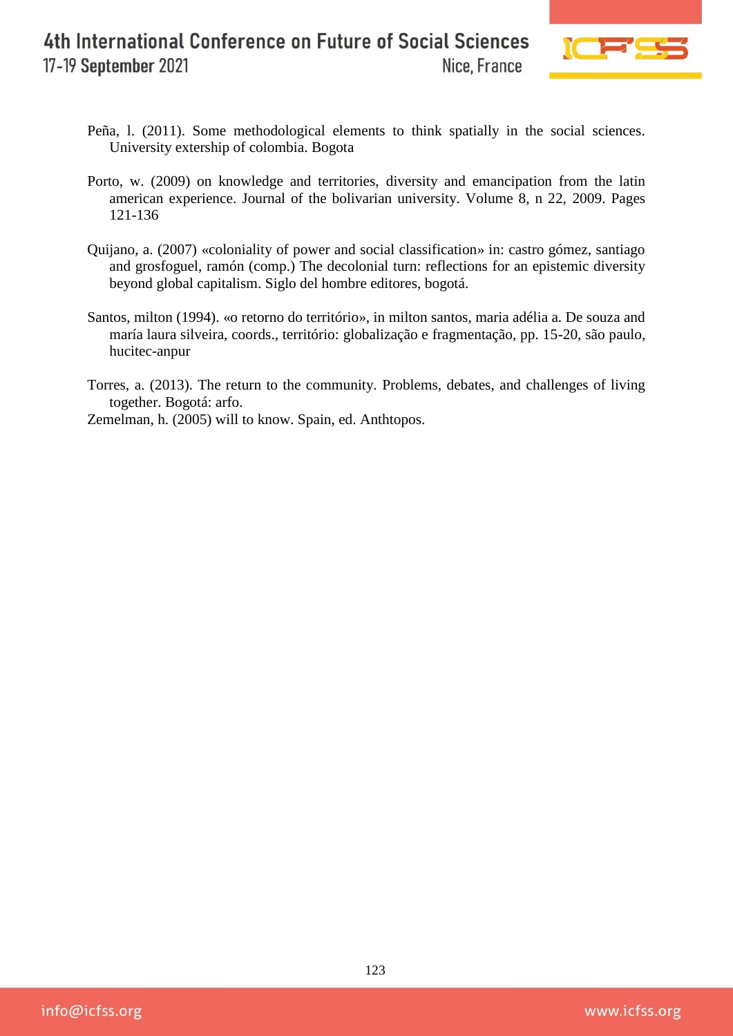Peña, l. (2011). Some methodological elements to think spatially in the social sciences. University extership of colombia. Bogota

Porto, w. (2009) on knowledge and territories, diversity and emancipation from the latin american experience. Journal of the bolivarian university. Volume 8, n 22, 2009. Pages 121-136

Quijano, a. (2007) «coloniality of power and social classification» in: castro gómez, santiago and grosfoguel, ramón (comp.) The decolonial turn: reflections for an epistemic diversity beyond global capitalism. Siglo del hombre editores, bogotá.

Santos, milton (1994). «o retorno do território», in milton santos, maria adélia a. De souza and maría laura silveira, coords., território: globalização e fragmentação, pp. 15-20, são paulo, hucitec-anpur

Torres, a. (2013). The return to the community. Problems, debates, and challenges of living together. Bogotá: arfo.

Zemelman, h. (2005) will to know. Spain, ed. Anthtopos.